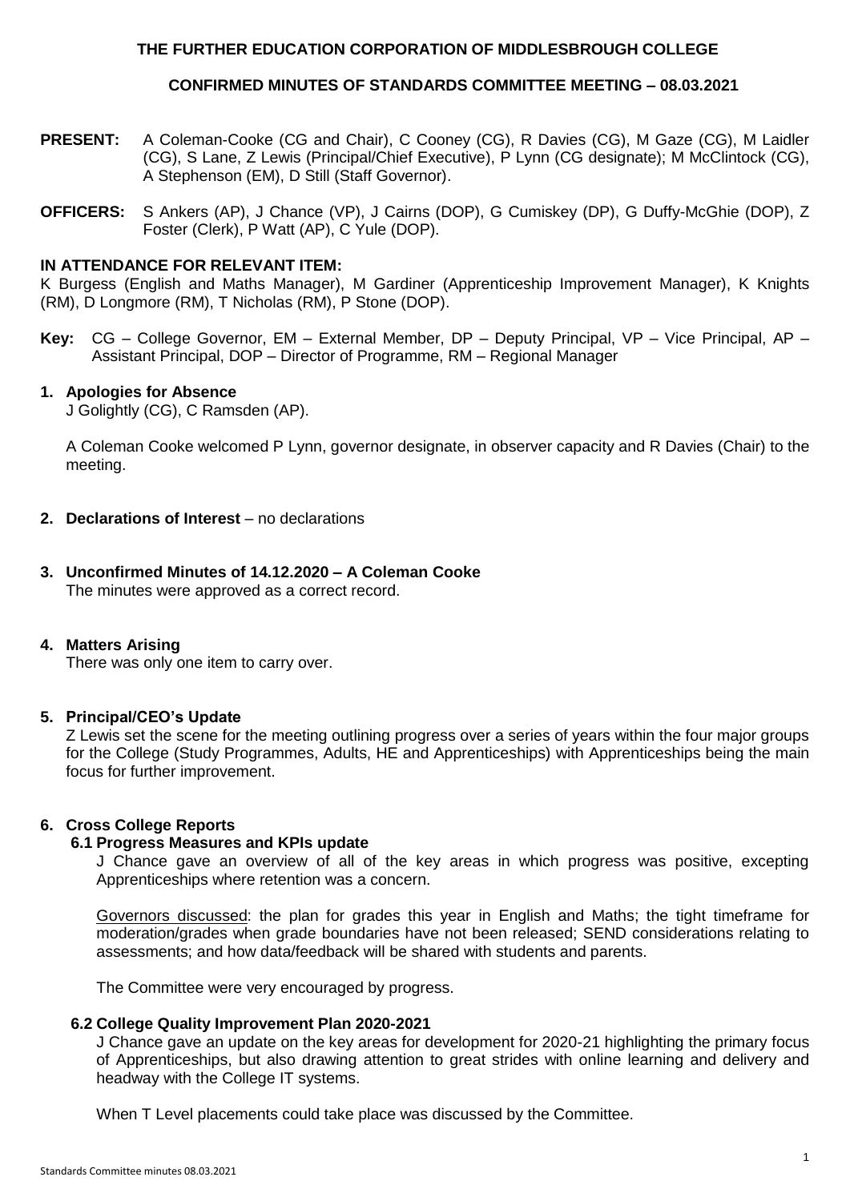**THE FURTHER EDUCATION CORPORATION OF MIDDLESBROUGH COLLEGE**

**CONFIRMED MINUTES OF STANDARDS COMMITTEE MEETING – 08.03.2021**

**PRESENT:** A Coleman-Cooke (CG and Chair), C Cooney (CG), R Davies (CG), M Gaze (CG), M Laidler (CG), S Lane, Z Lewis (Principal/Chief Executive), P Lynn (CG designate); M McClintock (CG), A Stephenson (EM), D Still (Staff Governor).

**OFFICERS:** S Ankers (AP), J Chance (VP), J Cairns (DOP), G Cumiskey (DP), G Duffy-McGhie (DOP), Z Foster (Clerk), P Watt (AP), C Yule (DOP).

**IN ATTENDANCE FOR RELEVANT ITEM:**
K Burgess (English and Maths Manager), M Gardiner (Apprenticeship Improvement Manager), K Knights (RM), D Longmore (RM), T Nicholas (RM), P Stone (DOP).

**Key:** CG – College Governor, EM – External Member, DP – Deputy Principal, VP – Vice Principal, AP – Assistant Principal, DOP – Director of Programme, RM – Regional Manager

**1. Apologies for Absence**
J Golightly (CG), C Ramsden (AP).

A Coleman Cooke welcomed P Lynn, governor designate, in observer capacity and R Davies (Chair) to the meeting.

**2. Declarations of Interest** – no declarations

**3. Unconfirmed Minutes of 14.12.2020 – A Coleman Cooke**
The minutes were approved as a correct record.

**4. Matters Arising**
There was only one item to carry over.

**5. Principal/CEO's Update**
Z Lewis set the scene for the meeting outlining progress over a series of years within the four major groups for the College (Study Programmes, Adults, HE and Apprenticeships) with Apprenticeships being the main focus for further improvement.

**6. Cross College Reports**

**6.1 Progress Measures and KPIs update**
J Chance gave an overview of all of the key areas in which progress was positive, excepting Apprenticeships where retention was a concern.

Governors discussed: the plan for grades this year in English and Maths; the tight timeframe for moderation/grades when grade boundaries have not been released; SEND considerations relating to assessments; and how data/feedback will be shared with students and parents.

The Committee were very encouraged by progress.

**6.2 College Quality Improvement Plan 2020-2021**
J Chance gave an update on the key areas for development for 2020-21 highlighting the primary focus of Apprenticeships, but also drawing attention to great strides with online learning and delivery and headway with the College IT systems.

When T Level placements could take place was discussed by the Committee.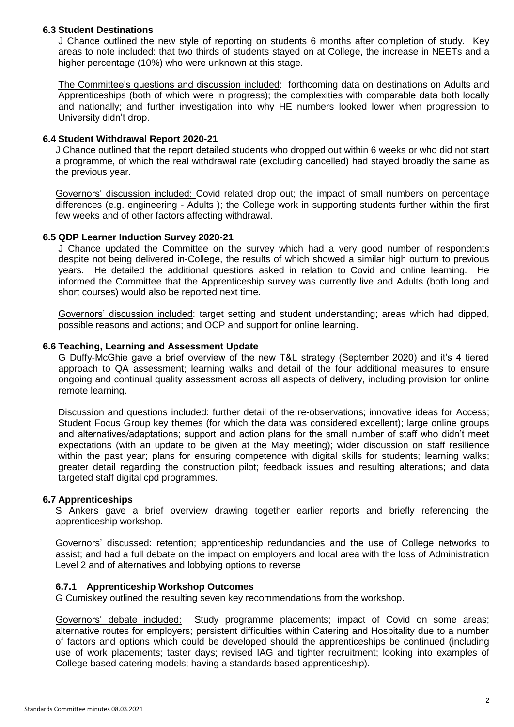### 6.3 Student Destinations

J Chance outlined the new style of reporting on students 6 months after completion of study. Key areas to note included: that two thirds of students stayed on at College, the increase in NEETs and a higher percentage (10%) who were unknown at this stage.

The Committee's questions and discussion included: forthcoming data on destinations on Adults and Apprenticeships (both of which were in progress); the complexities with comparable data both locally and nationally; and further investigation into why HE numbers looked lower when progression to University didn't drop.

### 6.4 Student Withdrawal Report 2020-21

J Chance outlined that the report detailed students who dropped out within 6 weeks or who did not start a programme, of which the real withdrawal rate (excluding cancelled) had stayed broadly the same as the previous year.

Governors' discussion included: Covid related drop out; the impact of small numbers on percentage differences (e.g. engineering - Adults ); the College work in supporting students further within the first few weeks and of other factors affecting withdrawal.

### 6.5 QDP Learner Induction Survey 2020-21

J Chance updated the Committee on the survey which had a very good number of respondents despite not being delivered in-College, the results of which showed a similar high outturn to previous years. He detailed the additional questions asked in relation to Covid and online learning. He informed the Committee that the Apprenticeship survey was currently live and Adults (both long and short courses) would also be reported next time.

Governors' discussion included: target setting and student understanding; areas which had dipped, possible reasons and actions; and OCP and support for online learning.

### 6.6 Teaching, Learning and Assessment Update

G Duffy-McGhie gave a brief overview of the new T&L strategy (September 2020) and it's 4 tiered approach to QA assessment; learning walks and detail of the four additional measures to ensure ongoing and continual quality assessment across all aspects of delivery, including provision for online remote learning.

Discussion and questions included: further detail of the re-observations; innovative ideas for Access; Student Focus Group key themes (for which the data was considered excellent); large online groups and alternatives/adaptations; support and action plans for the small number of staff who didn't meet expectations (with an update to be given at the May meeting); wider discussion on staff resilience within the past year; plans for ensuring competence with digital skills for students; learning walks; greater detail regarding the construction pilot; feedback issues and resulting alterations; and data targeted staff digital cpd programmes.

### 6.7 Apprenticeships

S Ankers gave a brief overview drawing together earlier reports and briefly referencing the apprenticeship workshop.

Governors' discussed: retention; apprenticeship redundancies and the use of College networks to assist; and had a full debate on the impact on employers and local area with the loss of Administration Level 2 and of alternatives and lobbying options to reverse

#### 6.7.1 Apprenticeship Workshop Outcomes

G Cumiskey outlined the resulting seven key recommendations from the workshop.

Governors' debate included: Study programme placements; impact of Covid on some areas; alternative routes for employers; persistent difficulties within Catering and Hospitality due to a number of factors and options which could be developed should the apprenticeships be continued (including use of work placements; taster days; revised IAG and tighter recruitment; looking into examples of College based catering models; having a standards based apprenticeship).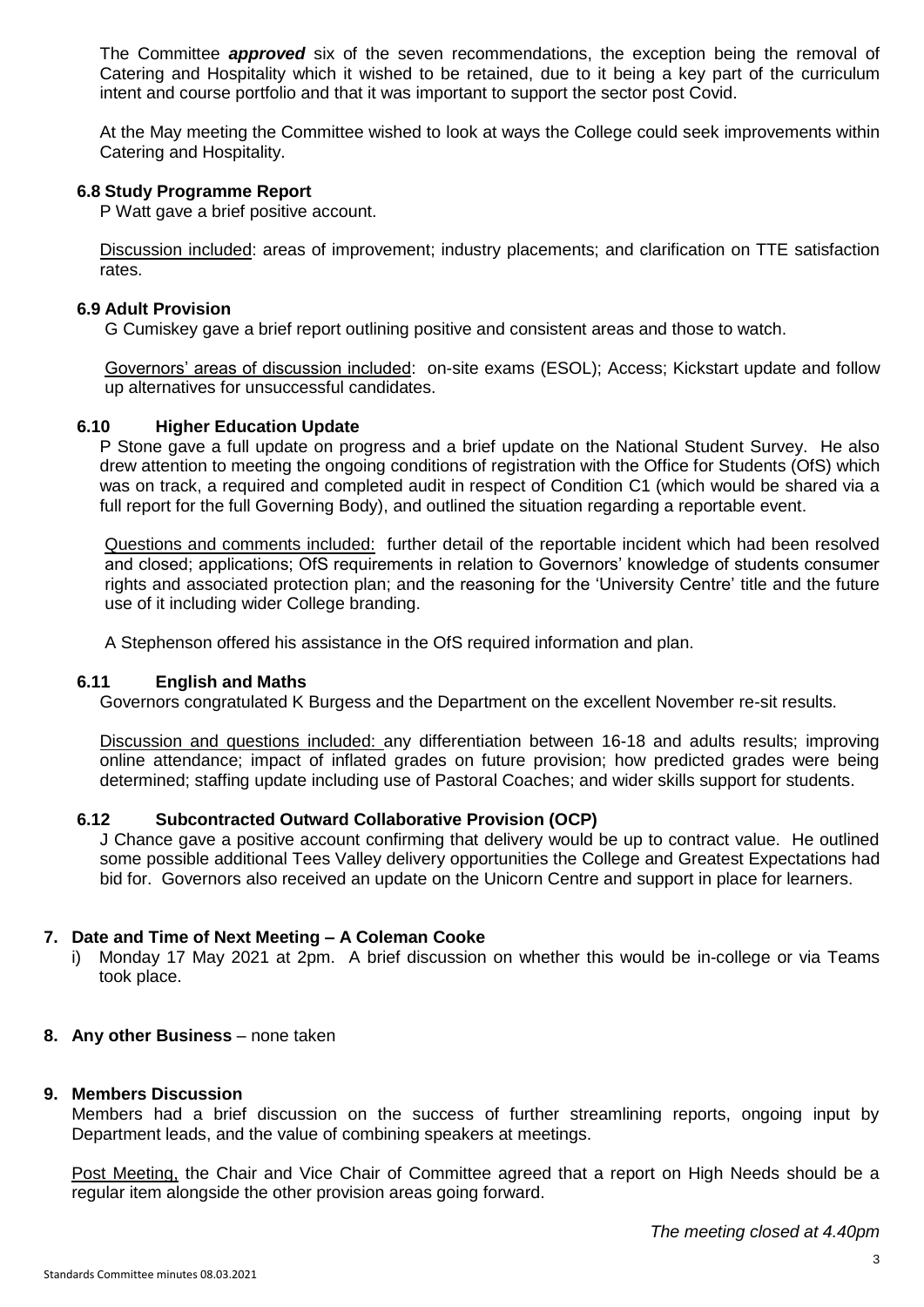The Committee ***approved*** six of the seven recommendations, the exception being the removal of Catering and Hospitality which it wished to be retained, due to it being a key part of the curriculum intent and course portfolio and that it was important to support the sector post Covid.

At the May meeting the Committee wished to look at ways the College could seek improvements within Catering and Hospitality.

### 6.8 Study Programme Report

P Watt gave a brief positive account.

Discussion included: areas of improvement; industry placements; and clarification on TTE satisfaction rates.

### 6.9 Adult Provision

G Cumiskey gave a brief report outlining positive and consistent areas and those to watch.

Governors' areas of discussion included: on-site exams (ESOL); Access; Kickstart update and follow up alternatives for unsuccessful candidates.

### 6.10 Higher Education Update

P Stone gave a full update on progress and a brief update on the National Student Survey. He also drew attention to meeting the ongoing conditions of registration with the Office for Students (OfS) which was on track, a required and completed audit in respect of Condition C1 (which would be shared via a full report for the full Governing Body), and outlined the situation regarding a reportable event.

Questions and comments included: further detail of the reportable incident which had been resolved and closed; applications; OfS requirements in relation to Governors' knowledge of students consumer rights and associated protection plan; and the reasoning for the 'University Centre' title and the future use of it including wider College branding.

A Stephenson offered his assistance in the OfS required information and plan.

### 6.11 English and Maths

Governors congratulated K Burgess and the Department on the excellent November re-sit results.

Discussion and questions included: any differentiation between 16-18 and adults results; improving online attendance; impact of inflated grades on future provision; how predicted grades were being determined; staffing update including use of Pastoral Coaches; and wider skills support for students.

### 6.12 Subcontracted Outward Collaborative Provision (OCP)

J Chance gave a positive account confirming that delivery would be up to contract value. He outlined some possible additional Tees Valley delivery opportunities the College and Greatest Expectations had bid for. Governors also received an update on the Unicorn Centre and support in place for learners.

## 7. Date and Time of Next Meeting – A Coleman Cooke

i) Monday 17 May 2021 at 2pm. A brief discussion on whether this would be in-college or via Teams took place.

## 8. Any other Business – none taken

## 9. Members Discussion

Members had a brief discussion on the success of further streamlining reports, ongoing input by Department leads, and the value of combining speakers at meetings.

Post Meeting, the Chair and Vice Chair of Committee agreed that a report on High Needs should be a regular item alongside the other provision areas going forward.

*The meeting closed at 4.40pm*